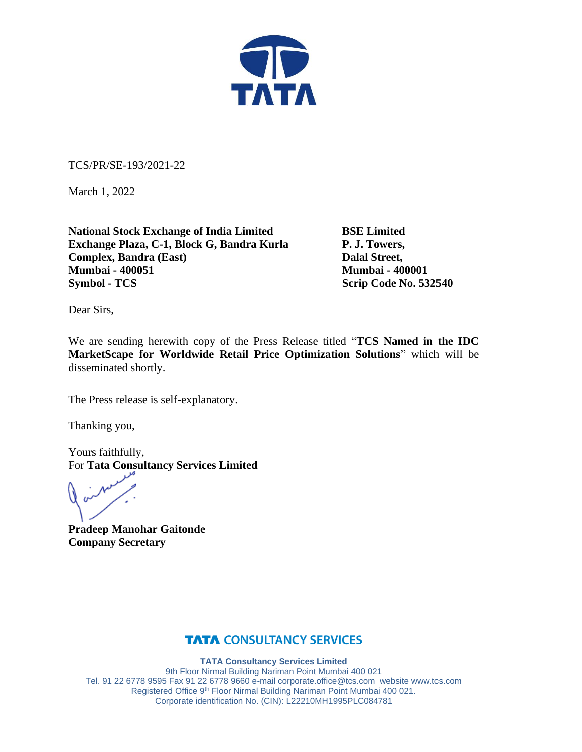TCS/PR/SE-193/2021-22

March 1, 2022

**National Stock Exchange of India Limited**
**Exchange Plaza, C-1, Block G, Bandra Kurla Complex, Bandra (East)**
**Mumbai - 400051**
**Symbol - TCS**

**BSE Limited**
**P. J. Towers,**
**Dalal Street,**
**Mumbai - 400001**
**Scrip Code No. 532540**

Dear Sirs,

We are sending herewith copy of the Press Release titled "**TCS Named in the IDC MarketScape for Worldwide Retail Price Optimization Solutions**" which will be disseminated shortly.

The Press release is self-explanatory.

Thanking you,

Yours faithfully,
For **Tata Consultancy Services Limited**

**Pradeep Manohar Gaitonde**
**Company Secretary**

**TATA CONSULTANCY SERVICES**

**TATA Consultancy Services Limited**
9th Floor Nirmal Building Nariman Point Mumbai 400 021
Tel. 91 22 6778 9595 Fax 91 22 6778 9660 e-mail corporate.office@tcs.com website www.tcs.com
Registered Office 9th Floor Nirmal Building Nariman Point Mumbai 400 021.
Corporate identification No. (CIN): L22210MH1995PLC084781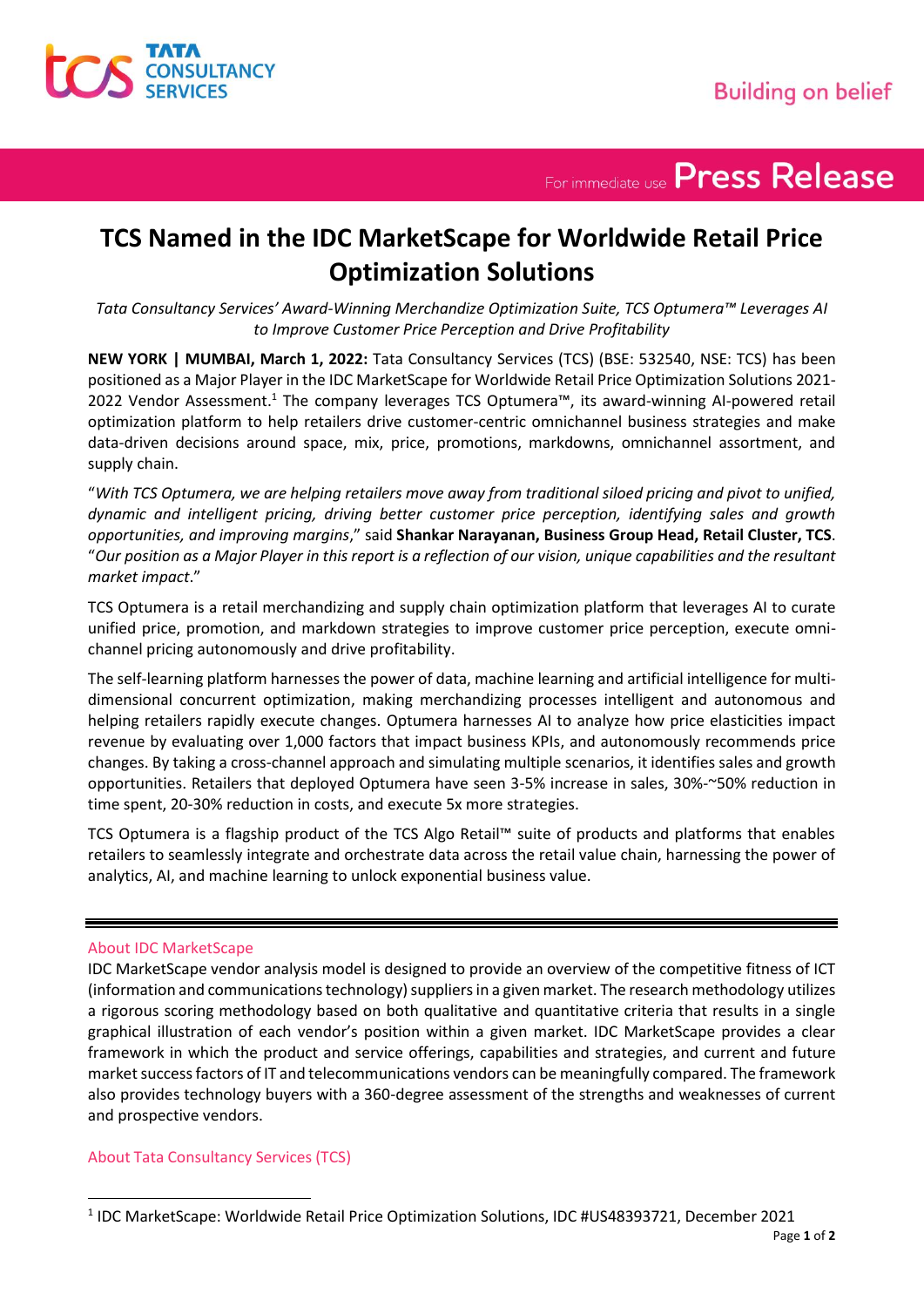# TCS Named in the IDC MarketScape for Worldwide Retail Price Optimization Solutions

*Tata Consultancy Services' Award-Winning Merchandize Optimization Suite, TCS Optumera™ Leverages AI to Improve Customer Price Perception and Drive Profitability*

**NEW YORK | MUMBAI, March 1, 2022:** Tata Consultancy Services (TCS) (BSE: 532540, NSE: TCS) has been positioned as a Major Player in the IDC MarketScape for Worldwide Retail Price Optimization Solutions 2021-2022 Vendor Assessment.[1] The company leverages TCS Optumera™, its award-winning AI-powered retail optimization platform to help retailers drive customer-centric omnichannel business strategies and make data-driven decisions around space, mix, price, promotions, markdowns, omnichannel assortment, and supply chain.

"*With TCS Optumera, we are helping retailers move away from traditional siloed pricing and pivot to unified, dynamic and intelligent pricing, driving better customer price perception, identifying sales and growth opportunities, and improving margins*," said **Shankar Narayanan, Business Group Head, Retail Cluster, TCS**. "*Our position as a Major Player in this report is a reflection of our vision, unique capabilities and the resultant market impact*."

TCS Optumera is a retail merchandizing and supply chain optimization platform that leverages AI to curate unified price, promotion, and markdown strategies to improve customer price perception, execute omni-channel pricing autonomously and drive profitability.

The self-learning platform harnesses the power of data, machine learning and artificial intelligence for multi-dimensional concurrent optimization, making merchandizing processes intelligent and autonomous and helping retailers rapidly execute changes. Optumera harnesses AI to analyze how price elasticities impact revenue by evaluating over 1,000 factors that impact business KPIs, and autonomously recommends price changes. By taking a cross-channel approach and simulating multiple scenarios, it identifies sales and growth opportunities. Retailers that deployed Optumera have seen 3-5% increase in sales, 30%-~50% reduction in time spent, 20-30% reduction in costs, and execute 5x more strategies.

TCS Optumera is a flagship product of the TCS Algo Retail™ suite of products and platforms that enables retailers to seamlessly integrate and orchestrate data across the retail value chain, harnessing the power of analytics, AI, and machine learning to unlock exponential business value.

---

## About IDC MarketScape

IDC MarketScape vendor analysis model is designed to provide an overview of the competitive fitness of ICT (information and communications technology) suppliers in a given market. The research methodology utilizes a rigorous scoring methodology based on both qualitative and quantitative criteria that results in a single graphical illustration of each vendor's position within a given market. IDC MarketScape provides a clear framework in which the product and service offerings, capabilities and strategies, and current and future market success factors of IT and telecommunications vendors can be meaningfully compared. The framework also provides technology buyers with a 360-degree assessment of the strengths and weaknesses of current and prospective vendors.

## About Tata Consultancy Services (TCS)

[1] IDC MarketScape: Worldwide Retail Price Optimization Solutions, IDC #US48393721, December 2021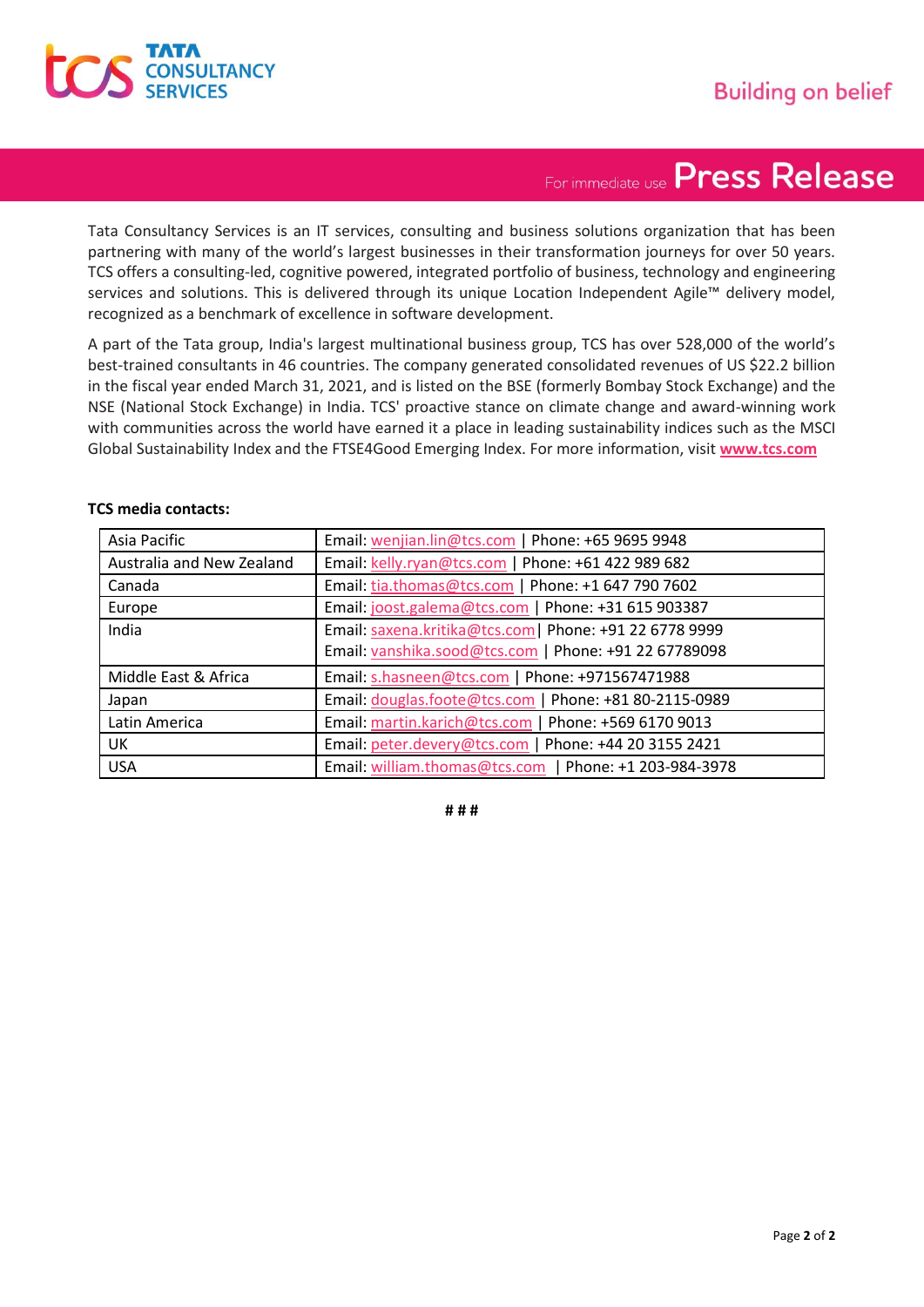Tata Consultancy Services is an IT services, consulting and business solutions organization that has been partnering with many of the world's largest businesses in their transformation journeys for over 50 years. TCS offers a consulting-led, cognitive powered, integrated portfolio of business, technology and engineering services and solutions. This is delivered through its unique Location Independent Agile™ delivery model, recognized as a benchmark of excellence in software development.

A part of the Tata group, India's largest multinational business group, TCS has over 528,000 of the world's best-trained consultants in 46 countries. The company generated consolidated revenues of US $22.2 billion in the fiscal year ended March 31, 2021, and is listed on the BSE (formerly Bombay Stock Exchange) and the NSE (National Stock Exchange) in India. TCS' proactive stance on climate change and award-winning work with communities across the world have earned it a place in leading sustainability indices such as the MSCI Global Sustainability Index and the FTSE4Good Emerging Index. For more information, visit **www.tcs.com**

**TCS media contacts:**

| | |
|---|---|
| Asia Pacific | Email: wenjian.lin@tcs.com \| Phone: +65 9695 9948 |
| Australia and New Zealand | Email: kelly.ryan@tcs.com \| Phone: +61 422 989 682 |
| Canada | Email: tia.thomas@tcs.com \| Phone: +1 647 790 7602 |
| Europe | Email: joost.galema@tcs.com \| Phone: +31 615 903387 |
| India | Email: saxena.kritika@tcs.com\| Phone: +91 22 6778 9999<br>Email: vanshika.sood@tcs.com \| Phone: +91 22 67789098 |
| Middle East & Africa | Email: s.hasneen@tcs.com \| Phone: +971567471988 |
| Japan | Email: douglas.foote@tcs.com \| Phone: +81 80-2115-0989 |
| Latin America | Email: martin.karich@tcs.com \| Phone: +569 6170 9013 |
| UK | Email: peter.devery@tcs.com \| Phone: +44 20 3155 2421 |
| USA | Email: william.thomas@tcs.com \| Phone: +1 203-984-3978 |

**# # #**